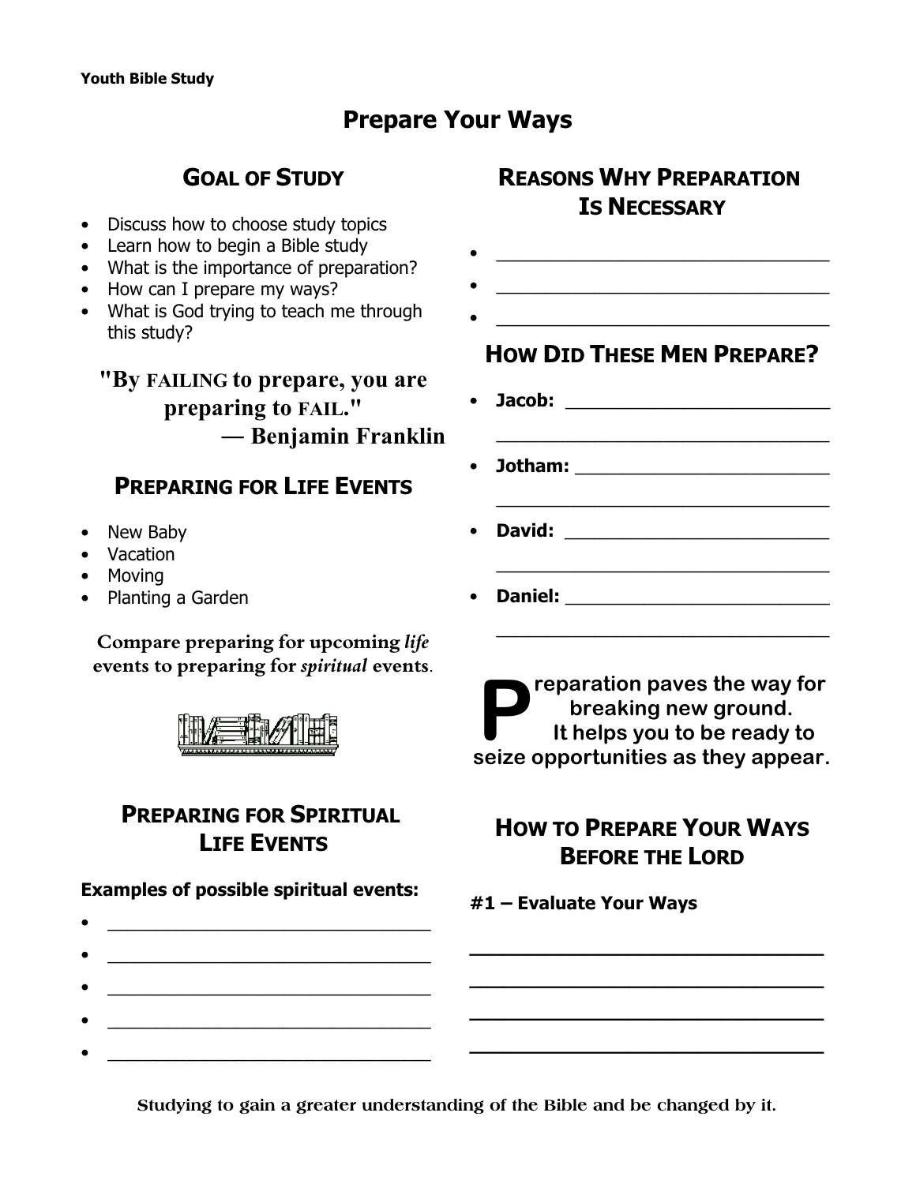Youth Bible Study

# Prepare Your Ways

## Goal of Study

- Discuss how to choose study topics
- Learn how to begin a Bible study
- What is the importance of preparation?
- How can I prepare my ways?
- What is God trying to teach me through this study?

**"By FAILING to prepare, you are preparing to FAIL."**
**— Benjamin Franklin**

## Preparing for Life Events

- New Baby
- Vacation
- Moving
- Planting a Garden

**Compare preparing for upcoming *life* events to preparing for *spiritual* events.**

## Preparing for Spiritual Life Events

**Examples of possible spiritual events:**

- ______________________________
- ______________________________
- ______________________________
- ______________________________
- ______________________________

## Reasons Why Preparation Is Necessary

- ______________________________
- ______________________________
- ______________________________

## How Did These Men Prepare?

- **Jacob:** ______________________________
- **Jotham:** ______________________________
- **David:** ______________________________
- **Daniel:** ______________________________

**Preparation paves the way for breaking new ground. It helps you to be ready to seize opportunities as they appear.**

## How to Prepare Your Ways Before the Lord

**#1 – Evaluate Your Ways**

______________________________

______________________________

______________________________

______________________________

Studying to gain a greater understanding of the Bible and be changed by it.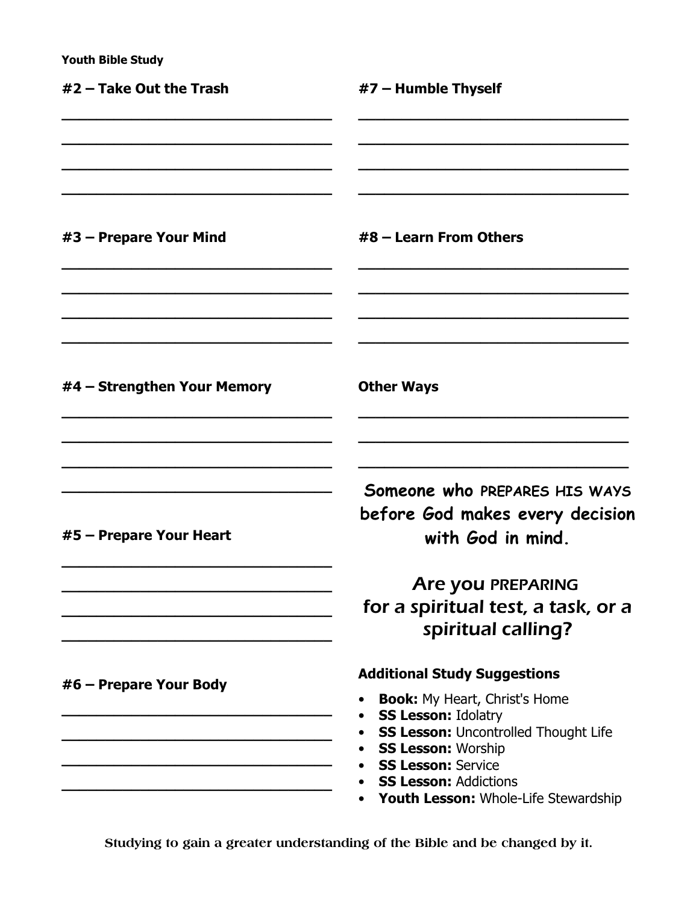**Youth Bible Study**

#2 – Take Out the Trash

______________________________
______________________________
______________________________
______________________________

#3 – Prepare Your Mind

______________________________
______________________________
______________________________
______________________________

#4 – Strengthen Your Memory

______________________________
______________________________
______________________________
______________________________

#5 – Prepare Your Heart

______________________________
______________________________
______________________________
______________________________

#6 – Prepare Your Body

______________________________
______________________________
______________________________
______________________________

#7 – Humble Thyself

______________________________
______________________________
______________________________
______________________________

#8 – Learn From Others

______________________________
______________________________
______________________________
______________________________

**Other Ways**

______________________________
______________________________
______________________________

**Someone who PREPARES HIS WAYS before God makes every decision with God in mind.**

*Are you PREPARING for a spiritual test, a task, or a spiritual calling?*

**Additional Study Suggestions**

- **Book:** My Heart, Christ's Home
- **SS Lesson:** Idolatry
- **SS Lesson:** Uncontrolled Thought Life
- **SS Lesson:** Worship
- **SS Lesson:** Service
- **SS Lesson:** Addictions
- **Youth Lesson:** Whole-Life Stewardship

Studying to gain a greater understanding of the Bible and be changed by it.